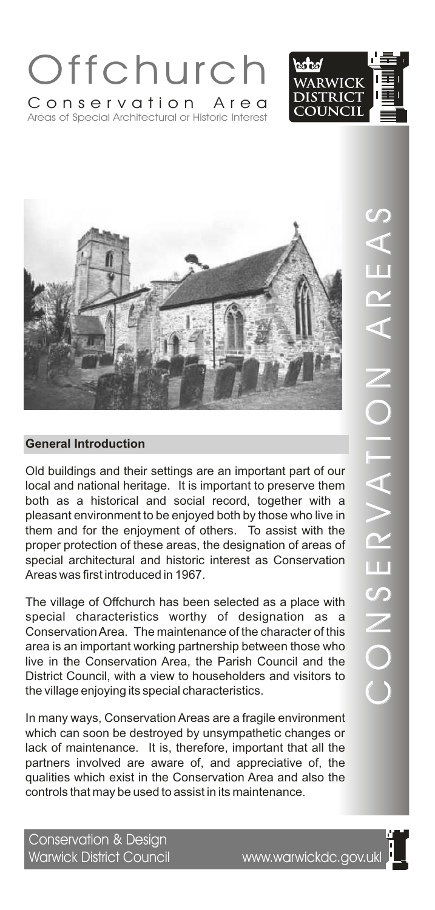# Offchurch

## Conservation Area

Areas of Special Architectural or Historic Interest

WARWICK DISTRICT COUNCIL

CONSERVATION AREAS

### General Introduction

Old buildings and their settings are an important part of our local and national heritage. It is important to preserve them both as a historical and social record, together with a pleasant environment to be enjoyed both by those who live in them and for the enjoyment of others. To assist with the proper protection of these areas, the designation of areas of special architectural and historic interest as Conservation Areas was first introduced in 1967.

The village of Offchurch has been selected as a place with special characteristics worthy of designation as a Conservation Area. The maintenance of the character of this area is an important working partnership between those who live in the Conservation Area, the Parish Council and the District Council, with a view to householders and visitors to the village enjoying its special characteristics.

In many ways, Conservation Areas are a fragile environment which can soon be destroyed by unsympathetic changes or lack of maintenance. It is, therefore, important that all the partners involved are aware of, and appreciative of, the qualities which exist in the Conservation Area and also the controls that may be used to assist in its maintenance.

Conservation & Design
Warwick District Council www.warwickdc.gov.uk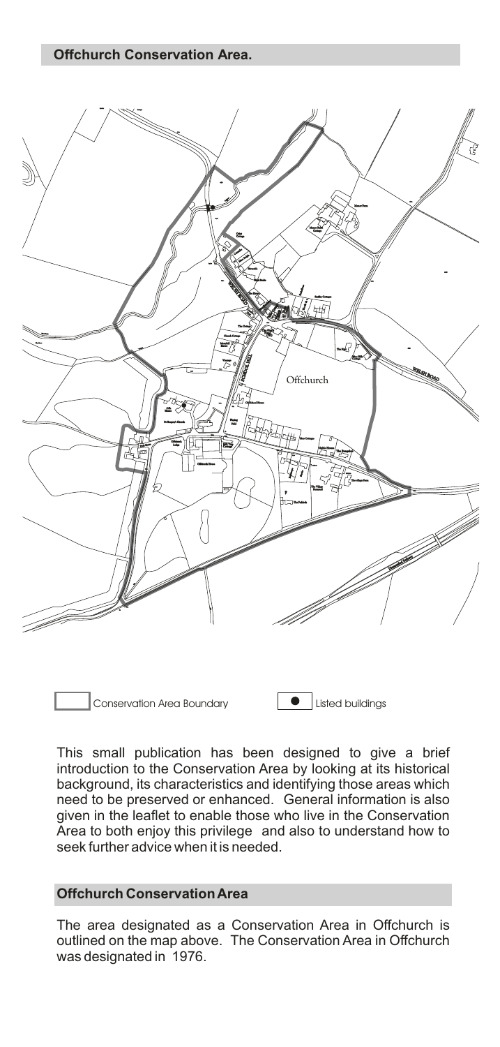## Offchurch Conservation Area.

Conservation Area Boundary

Listed buildings

This small publication has been designed to give a brief introduction to the Conservation Area by looking at its historical background, its characteristics and identifying those areas which need to be preserved or enhanced. General information is also given in the leaflet to enable those who live in the Conservation Area to both enjoy this privilege and also to understand how to seek further advice when it is needed.

## Offchurch Conservation Area

The area designated as a Conservation Area in Offchurch is outlined on the map above. The Conservation Area in Offchurch was designated in 1976.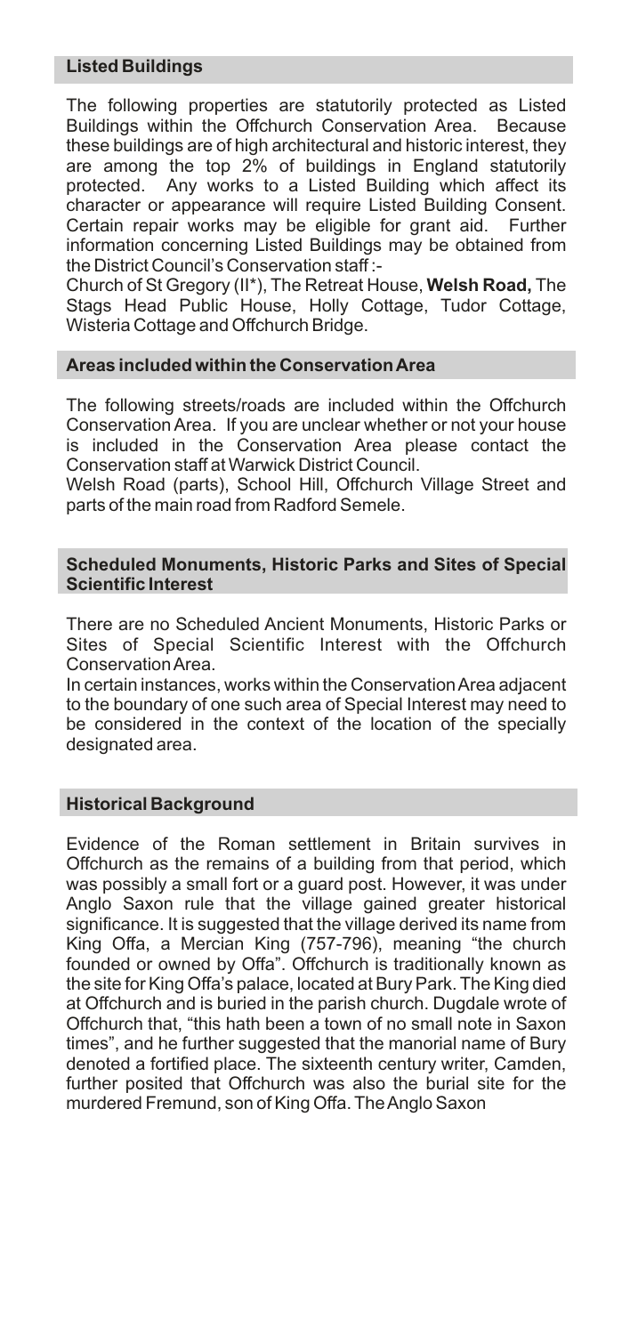## Listed Buildings

The following properties are statutorily protected as Listed Buildings within the Offchurch Conservation Area. Because these buildings are of high architectural and historic interest, they are among the top 2% of buildings in England statutorily protected. Any works to a Listed Building which affect its character or appearance will require Listed Building Consent. Certain repair works may be eligible for grant aid. Further information concerning Listed Buildings may be obtained from the District Council's Conservation staff :-

Church of St Gregory (II*), The Retreat House, **Welsh Road,** The Stags Head Public House, Holly Cottage, Tudor Cottage, Wisteria Cottage and Offchurch Bridge.

## Areas included within the Conservation Area

The following streets/roads are included within the Offchurch Conservation Area. If you are unclear whether or not your house is included in the Conservation Area please contact the Conservation staff at Warwick District Council.

Welsh Road (parts), School Hill, Offchurch Village Street and parts of the main road from Radford Semele.

## Scheduled Monuments, Historic Parks and Sites of Special Scientific Interest

There are no Scheduled Ancient Monuments, Historic Parks or Sites of Special Scientific Interest with the Offchurch Conservation Area.

In certain instances, works within the Conservation Area adjacent to the boundary of one such area of Special Interest may need to be considered in the context of the location of the specially designated area.

## Historical Background

Evidence of the Roman settlement in Britain survives in Offchurch as the remains of a building from that period, which was possibly a small fort or a guard post. However, it was under Anglo Saxon rule that the village gained greater historical significance. It is suggested that the village derived its name from King Offa, a Mercian King (757-796), meaning "the church founded or owned by Offa". Offchurch is traditionally known as the site for King Offa's palace, located at Bury Park. The King died at Offchurch and is buried in the parish church. Dugdale wrote of Offchurch that, "this hath been a town of no small note in Saxon times", and he further suggested that the manorial name of Bury denoted a fortified place. The sixteenth century writer, Camden, further posited that Offchurch was also the burial site for the murdered Fremund, son of King Offa. The Anglo Saxon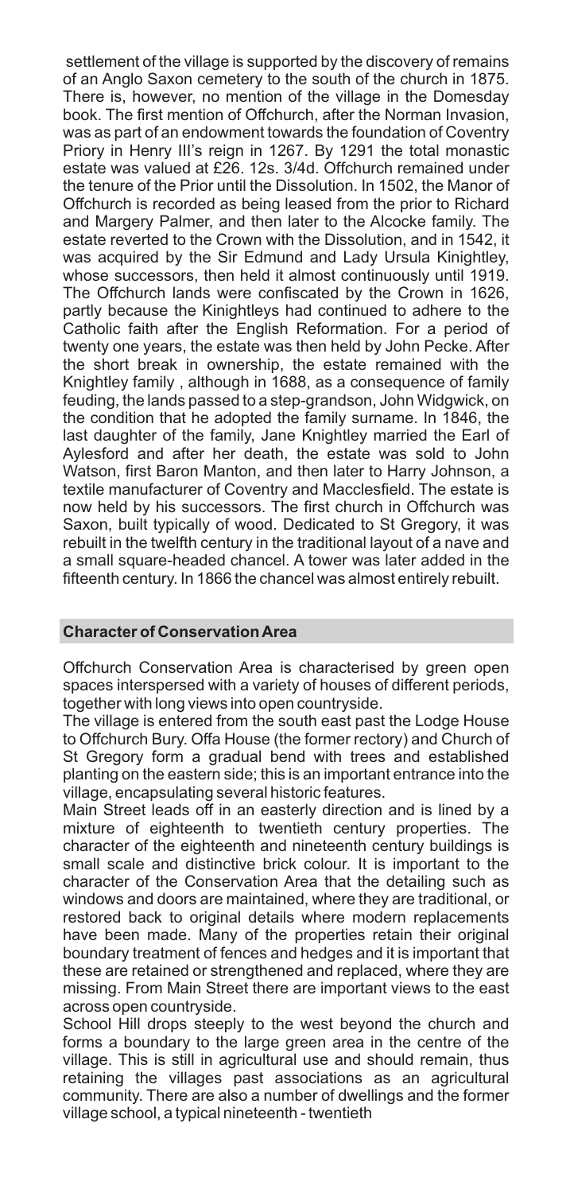settlement of the village is supported by the discovery of remains of an Anglo Saxon cemetery to the south of the church in 1875. There is, however, no mention of the village in the Domesday book. The first mention of Offchurch, after the Norman Invasion, was as part of an endowment towards the foundation of Coventry Priory in Henry III's reign in 1267. By 1291 the total monastic estate was valued at £26. 12s. 3/4d. Offchurch remained under the tenure of the Prior until the Dissolution. In 1502, the Manor of Offchurch is recorded as being leased from the prior to Richard and Margery Palmer, and then later to the Alcocke family. The estate reverted to the Crown with the Dissolution, and in 1542, it was acquired by the Sir Edmund and Lady Ursula Kinightley, whose successors, then held it almost continuously until 1919. The Offchurch lands were confiscated by the Crown in 1626, partly because the Kinightleys had continued to adhere to the Catholic faith after the English Reformation. For a period of twenty one years, the estate was then held by John Pecke. After the short break in ownership, the estate remained with the Knightley family , although in 1688, as a consequence of family feuding, the lands passed to a step-grandson, John Widgwick, on the condition that he adopted the family surname. In 1846, the last daughter of the family, Jane Knightley married the Earl of Aylesford and after her death, the estate was sold to John Watson, first Baron Manton, and then later to Harry Johnson, a textile manufacturer of Coventry and Macclesfield. The estate is now held by his successors. The first church in Offchurch was Saxon, built typically of wood. Dedicated to St Gregory, it was rebuilt in the twelfth century in the traditional layout of a nave and a small square-headed chancel. A tower was later added in the fifteenth century. In 1866 the chancel was almost entirely rebuilt.

## Character of Conservation Area

Offchurch Conservation Area is characterised by green open spaces interspersed with a variety of houses of different periods, together with long views into open countryside.

The village is entered from the south east past the Lodge House to Offchurch Bury. Offa House (the former rectory) and Church of St Gregory form a gradual bend with trees and established planting on the eastern side; this is an important entrance into the village, encapsulating several historic features.

Main Street leads off in an easterly direction and is lined by a mixture of eighteenth to twentieth century properties. The character of the eighteenth and nineteenth century buildings is small scale and distinctive brick colour. It is important to the character of the Conservation Area that the detailing such as windows and doors are maintained, where they are traditional, or restored back to original details where modern replacements have been made. Many of the properties retain their original boundary treatment of fences and hedges and it is important that these are retained or strengthened and replaced, where they are missing. From Main Street there are important views to the east across open countryside.

School Hill drops steeply to the west beyond the church and forms a boundary to the large green area in the centre of the village. This is still in agricultural use and should remain, thus retaining the villages past associations as an agricultural community. There are also a number of dwellings and the former village school, a typical nineteenth - twentieth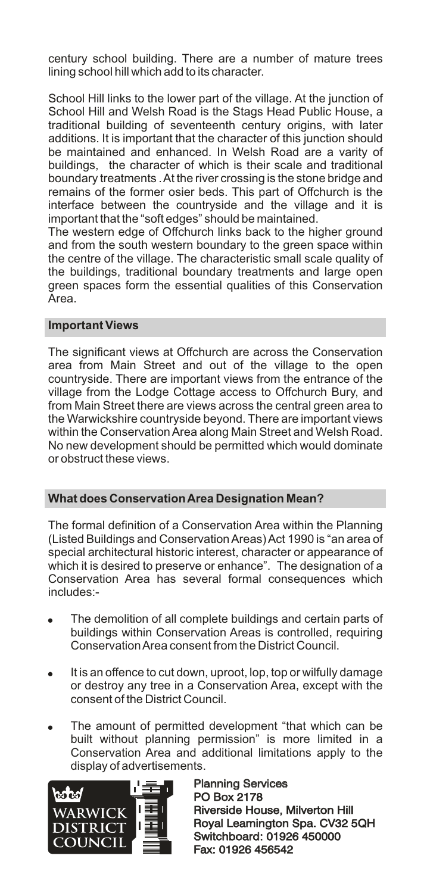century school building. There are a number of mature trees lining school hill which add to its character.

School Hill links to the lower part of the village. At the junction of School Hill and Welsh Road is the Stags Head Public House, a traditional building of seventeenth century origins, with later additions. It is important that the character of this junction should be maintained and enhanced. In Welsh Road are a varity of buildings, the character of which is their scale and traditional boundary treatments . At the river crossing is the stone bridge and remains of the former osier beds. This part of Offchurch is the interface between the countryside and the village and it is important that the "soft edges" should be maintained.

The western edge of Offchurch links back to the higher ground and from the south western boundary to the green space within the centre of the village. The characteristic small scale quality of the buildings, traditional boundary treatments and large open green spaces form the essential qualities of this Conservation Area.

## Important Views

The significant views at Offchurch are across the Conservation area from Main Street and out of the village to the open countryside. There are important views from the entrance of the village from the Lodge Cottage access to Offchurch Bury, and from Main Street there are views across the central green area to the Warwickshire countryside beyond. There are important views within the Conservation Area along Main Street and Welsh Road. No new development should be permitted which would dominate or obstruct these views.

## What does Conservation Area Designation Mean?

The formal definition of a Conservation Area within the Planning (Listed Buildings and Conservation Areas) Act 1990 is "an area of special architectural historic interest, character or appearance of which it is desired to preserve or enhance". The designation of a Conservation Area has several formal consequences which includes:-

- The demolition of all complete buildings and certain parts of buildings within Conservation Areas is controlled, requiring Conservation Area consent from the District Council.
- It is an offence to cut down, uproot, lop, top or wilfully damage or destroy any tree in a Conservation Area, except with the consent of the District Council.
- The amount of permitted development "that which can be built without planning permission" is more limited in a Conservation Area and additional limitations apply to the display of advertisements.

WARWICK DISTRICT COUNCIL

**Planning Services**
**PO Box 2178**
**Riverside House, Milverton Hill**
**Royal Leamington Spa. CV32 5QH**
**Switchboard: 01926 450000**
**Fax: 01926 456542**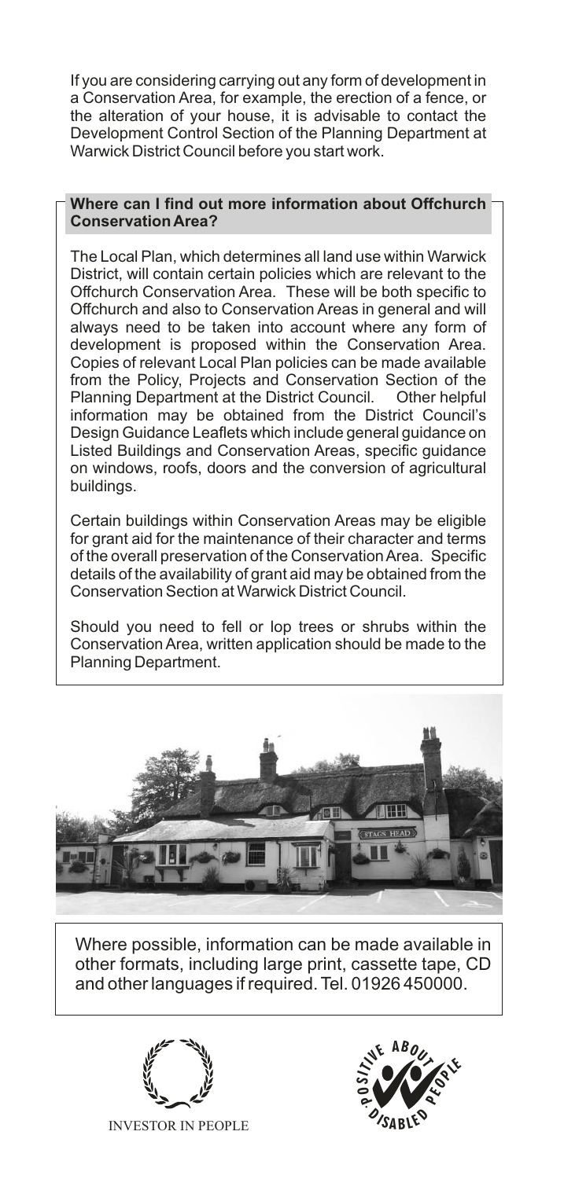If you are considering carrying out any form of development in a Conservation Area, for example, the erection of a fence, or the alteration of your house, it is advisable to contact the Development Control Section of the Planning Department at Warwick District Council before you start work.

## Where can I find out more information about Offchurch Conservation Area?

The Local Plan, which determines all land use within Warwick District, will contain certain policies which are relevant to the Offchurch Conservation Area. These will be both specific to Offchurch and also to Conservation Areas in general and will always need to be taken into account where any form of development is proposed within the Conservation Area. Copies of relevant Local Plan policies can be made available from the Policy, Projects and Conservation Section of the Planning Department at the District Council. Other helpful information may be obtained from the District Council's Design Guidance Leaflets which include general guidance on Listed Buildings and Conservation Areas, specific guidance on windows, roofs, doors and the conversion of agricultural buildings.

Certain buildings within Conservation Areas may be eligible for grant aid for the maintenance of their character and terms of the overall preservation of the Conservation Area. Specific details of the availability of grant aid may be obtained from the Conservation Section at Warwick District Council.

Should you need to fell or lop trees or shrubs within the Conservation Area, written application should be made to the Planning Department.

Where possible, information can be made available in other formats, including large print, cassette tape, CD and other languages if required. Tel. 01926 450000.

INVESTOR IN PEOPLE

POSITIVE ABOUT DISABLED PEOPLE